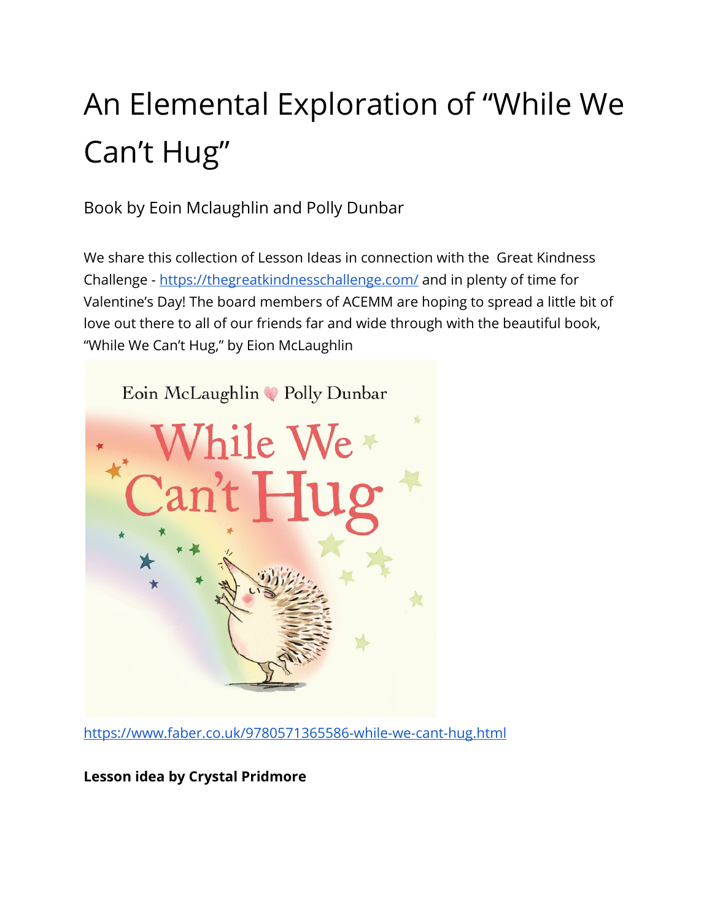# An Elemental Exploration of "While We Can't Hug"

Book by Eoin Mclaughlin and Polly Dunbar

We share this collection of Lesson Ideas in connection with the Great Kindness Challenge - https://thegreatkindnesschallenge.com/ and in plenty of time for Valentine's Day! The board members of ACEMM are hoping to spread a little bit of love out there to all of our friends far and wide through with the beautiful book, "While We Can't Hug," by Eion McLaughlin

https://www.faber.co.uk/9780571365586-while-we-cant-hug.html

**Lesson idea by Crystal Pridmore**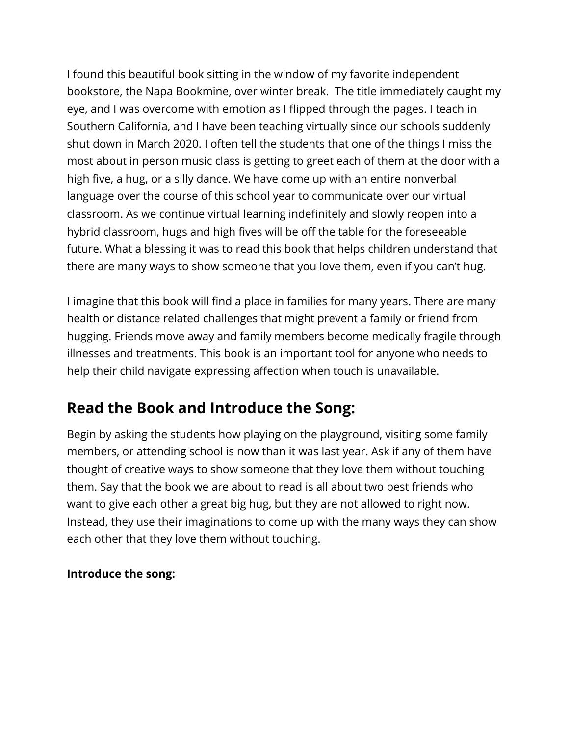I found this beautiful book sitting in the window of my favorite independent bookstore, the Napa Bookmine, over winter break.  The title immediately caught my eye, and I was overcome with emotion as I flipped through the pages. I teach in Southern California, and I have been teaching virtually since our schools suddenly shut down in March 2020. I often tell the students that one of the things I miss the most about in person music class is getting to greet each of them at the door with a high five, a hug, or a silly dance. We have come up with an entire nonverbal language over the course of this school year to communicate over our virtual classroom. As we continue virtual learning indefinitely and slowly reopen into a hybrid classroom, hugs and high fives will be off the table for the foreseeable future. What a blessing it was to read this book that helps children understand that there are many ways to show someone that you love them, even if you can't hug.

I imagine that this book will find a place in families for many years. There are many health or distance related challenges that might prevent a family or friend from hugging. Friends move away and family members become medically fragile through illnesses and treatments. This book is an important tool for anyone who needs to help their child navigate expressing affection when touch is unavailable.

## Read the Book and Introduce the Song:

Begin by asking the students how playing on the playground, visiting some family members, or attending school is now than it was last year. Ask if any of them have thought of creative ways to show someone that they love them without touching them. Say that the book we are about to read is all about two best friends who want to give each other a great big hug, but they are not allowed to right now. Instead, they use their imaginations to come up with the many ways they can show each other that they love them without touching.

**Introduce the song:**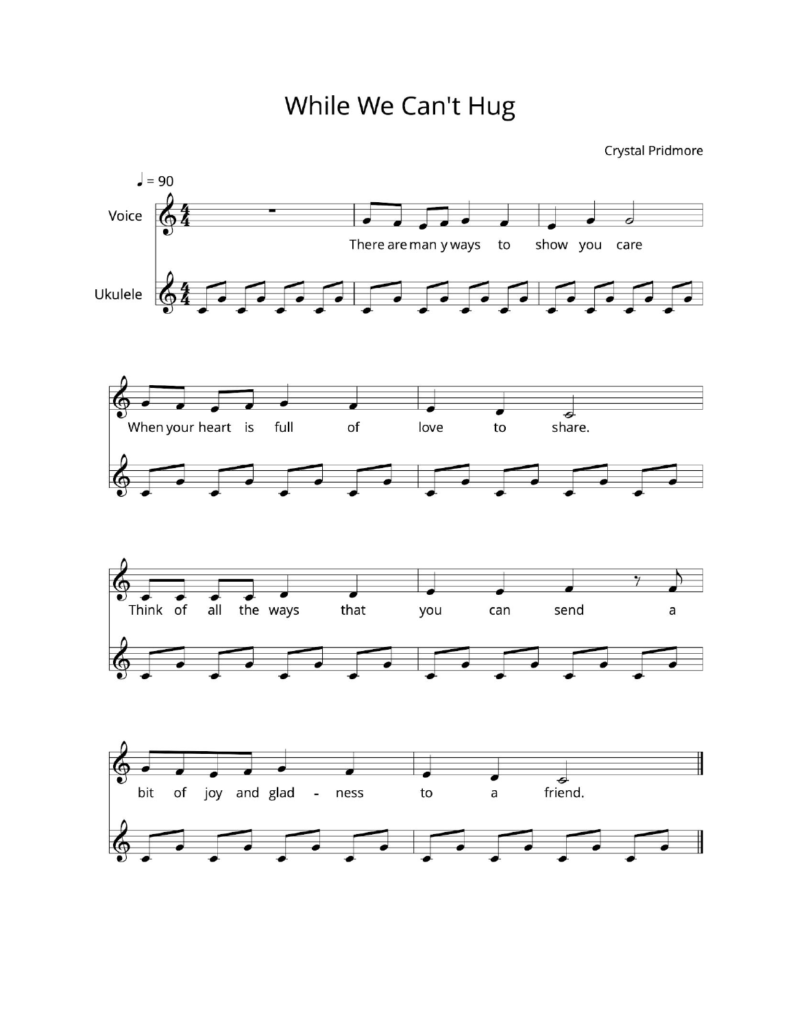# While We Can't Hug

Crystal Pridmore

♩ = 90

Voice

Ukulele

There are man y ways to show you care

When your heart is full of love to share.

Think of all the ways that you can send a

bit of joy and glad - ness to a friend.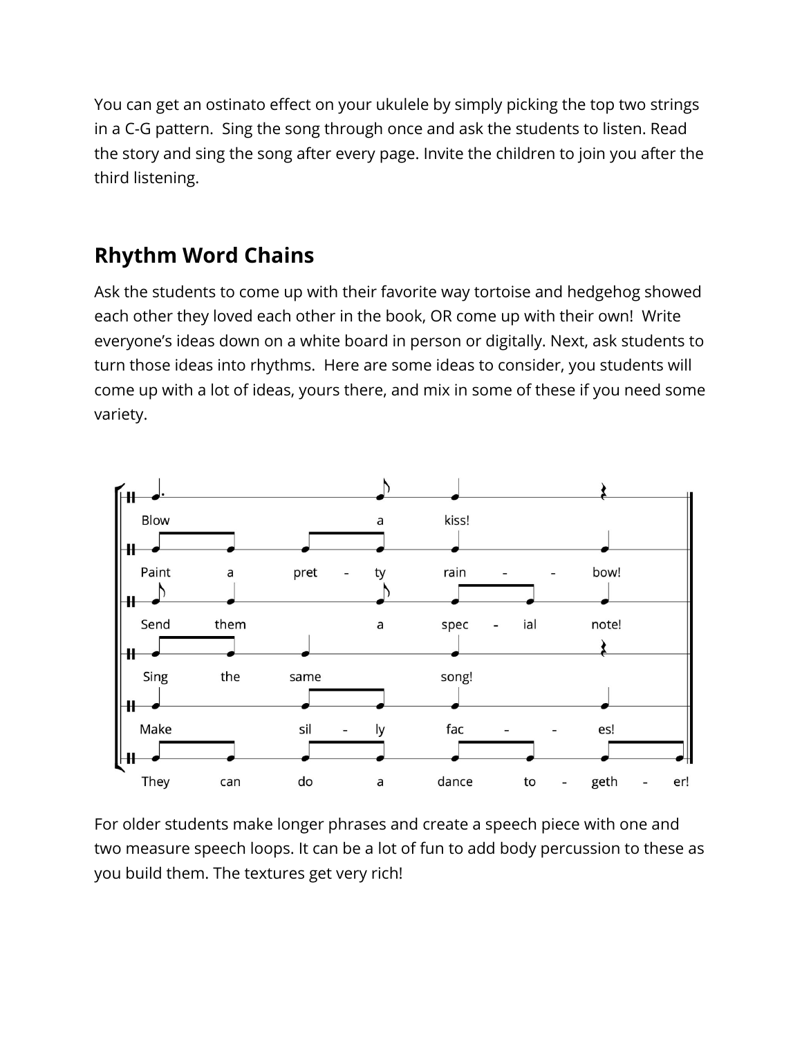You can get an ostinato effect on your ukulele by simply picking the top two strings in a C-G pattern. Sing the song through once and ask the students to listen. Read the story and sing the song after every page. Invite the children to join you after the third listening.

## Rhythm Word Chains

Ask the students to come up with their favorite way tortoise and hedgehog showed each other they loved each other in the book, OR come up with their own! Write everyone's ideas down on a white board in person or digitally. Next, ask students to turn those ideas into rhythms. Here are some ideas to consider, you students will come up with a lot of ideas, yours there, and mix in some of these if you need some variety.

Blow a kiss!

Paint a pret - ty rain - - bow!

Send them a spec - ial note!

Sing the same song!

Make sil - ly fac - - es!

They can do a dance to - geth - er!

For older students make longer phrases and create a speech piece with one and two measure speech loops. It can be a lot of fun to add body percussion to these as you build them. The textures get very rich!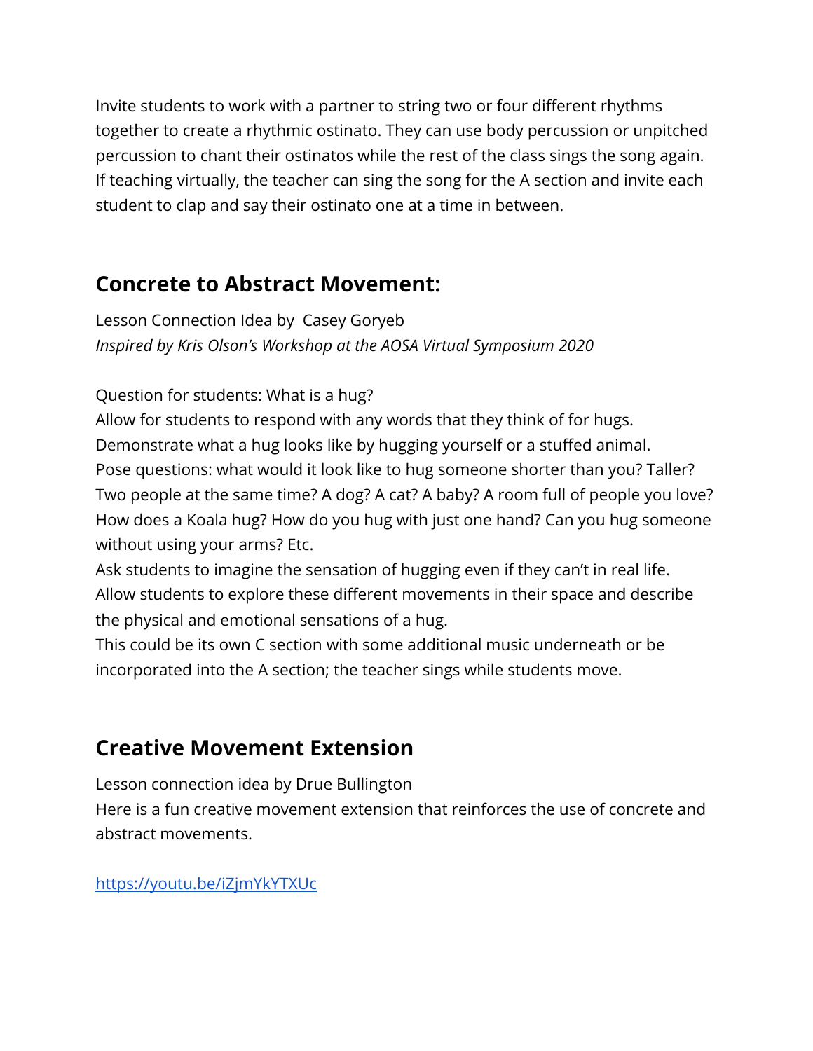Invite students to work with a partner to string two or four different rhythms together to create a rhythmic ostinato. They can use body percussion or unpitched percussion to chant their ostinatos while the rest of the class sings the song again. If teaching virtually, the teacher can sing the song for the A section and invite each student to clap and say their ostinato one at a time in between.

## Concrete to Abstract Movement:

Lesson Connection Idea by Casey Goryeb
*Inspired by Kris Olson's Workshop at the AOSA Virtual Symposium 2020*

Question for students: What is a hug?
Allow for students to respond with any words that they think of for hugs.
Demonstrate what a hug looks like by hugging yourself or a stuffed animal.
Pose questions: what would it look like to hug someone shorter than you? Taller? Two people at the same time? A dog? A cat? A baby? A room full of people you love? How does a Koala hug? How do you hug with just one hand? Can you hug someone without using your arms? Etc.
Ask students to imagine the sensation of hugging even if they can't in real life.
Allow students to explore these different movements in their space and describe the physical and emotional sensations of a hug.
This could be its own C section with some additional music underneath or be incorporated into the A section; the teacher sings while students move.

## Creative Movement Extension

Lesson connection idea by Drue Bullington
Here is a fun creative movement extension that reinforces the use of concrete and abstract movements.

https://youtu.be/iZjmYkYTXUc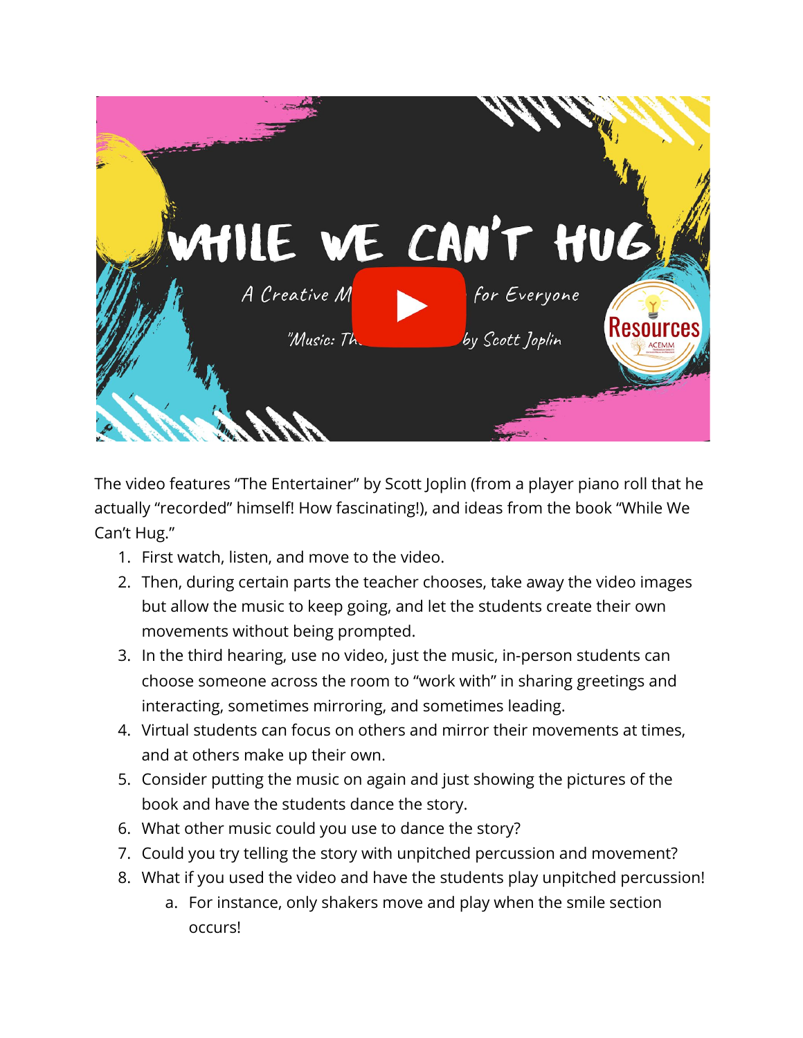The video features “The Entertainer” by Scott Joplin (from a player piano roll that he actually “recorded” himself! How fascinating!), and ideas from the book “While We Can't Hug.”

1. First watch, listen, and move to the video.
2. Then, during certain parts the teacher chooses, take away the video images but allow the music to keep going, and let the students create their own movements without being prompted.
3. In the third hearing, use no video, just the music, in-person students can choose someone across the room to “work with” in sharing greetings and interacting, sometimes mirroring, and sometimes leading.
4. Virtual students can focus on others and mirror their movements at times, and at others make up their own.
5. Consider putting the music on again and just showing the pictures of the book and have the students dance the story.
6. What other music could you use to dance the story?
7. Could you try telling the story with unpitched percussion and movement?
8. What if you used the video and have the students play unpitched percussion!
   a. For instance, only shakers move and play when the smile section occurs!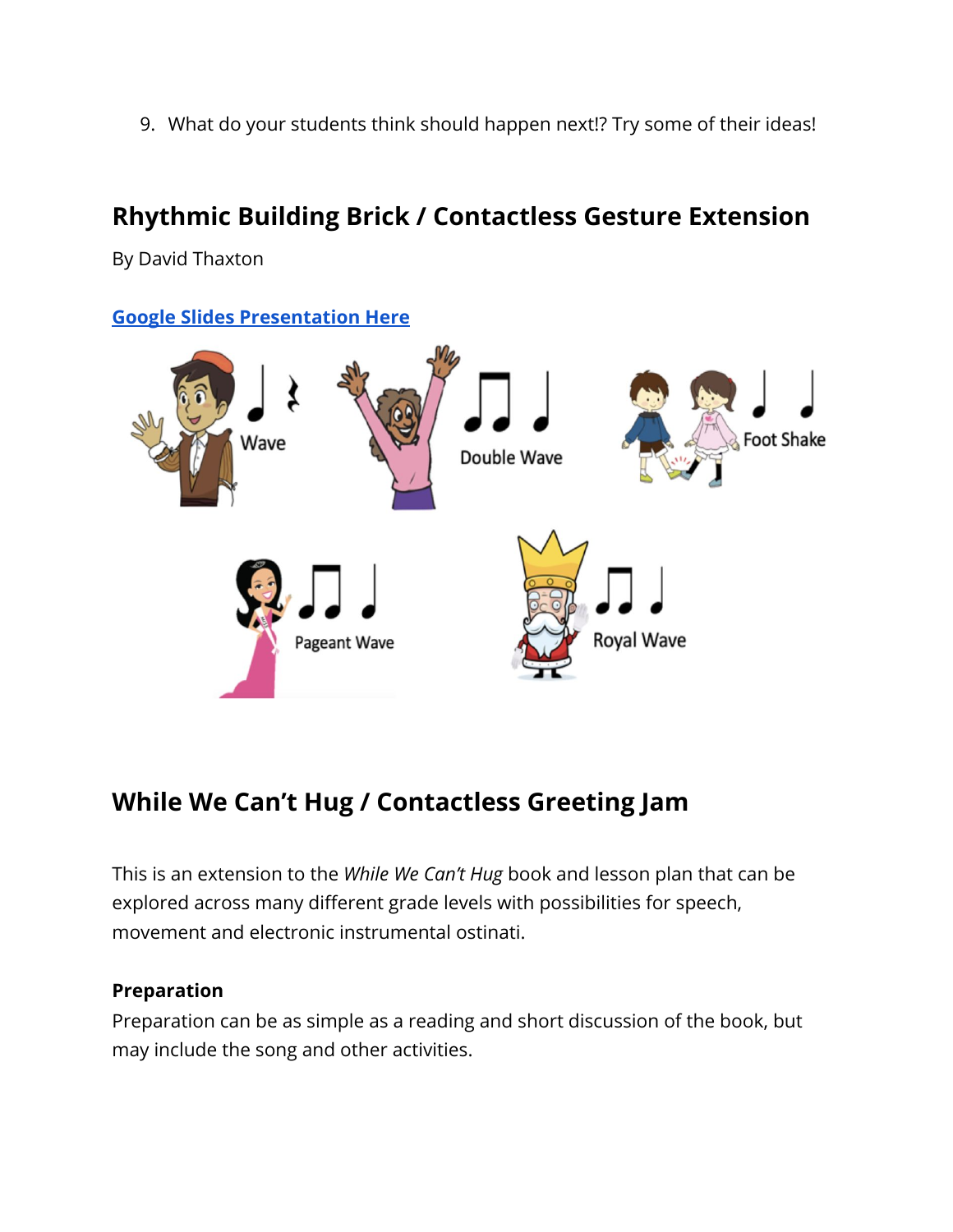9. What do your students think should happen next!? Try some of their ideas!

## Rhythmic Building Brick / Contactless Gesture Extension

By David Thaxton

**Google Slides Presentation Here**

Wave

Double Wave

Foot Shake

Pageant Wave

Royal Wave

## While We Can't Hug / Contactless Greeting Jam

This is an extension to the *While We Can't Hug* book and lesson plan that can be explored across many different grade levels with possibilities for speech, movement and electronic instrumental ostinati.

### Preparation

Preparation can be as simple as a reading and short discussion of the book, but may include the song and other activities.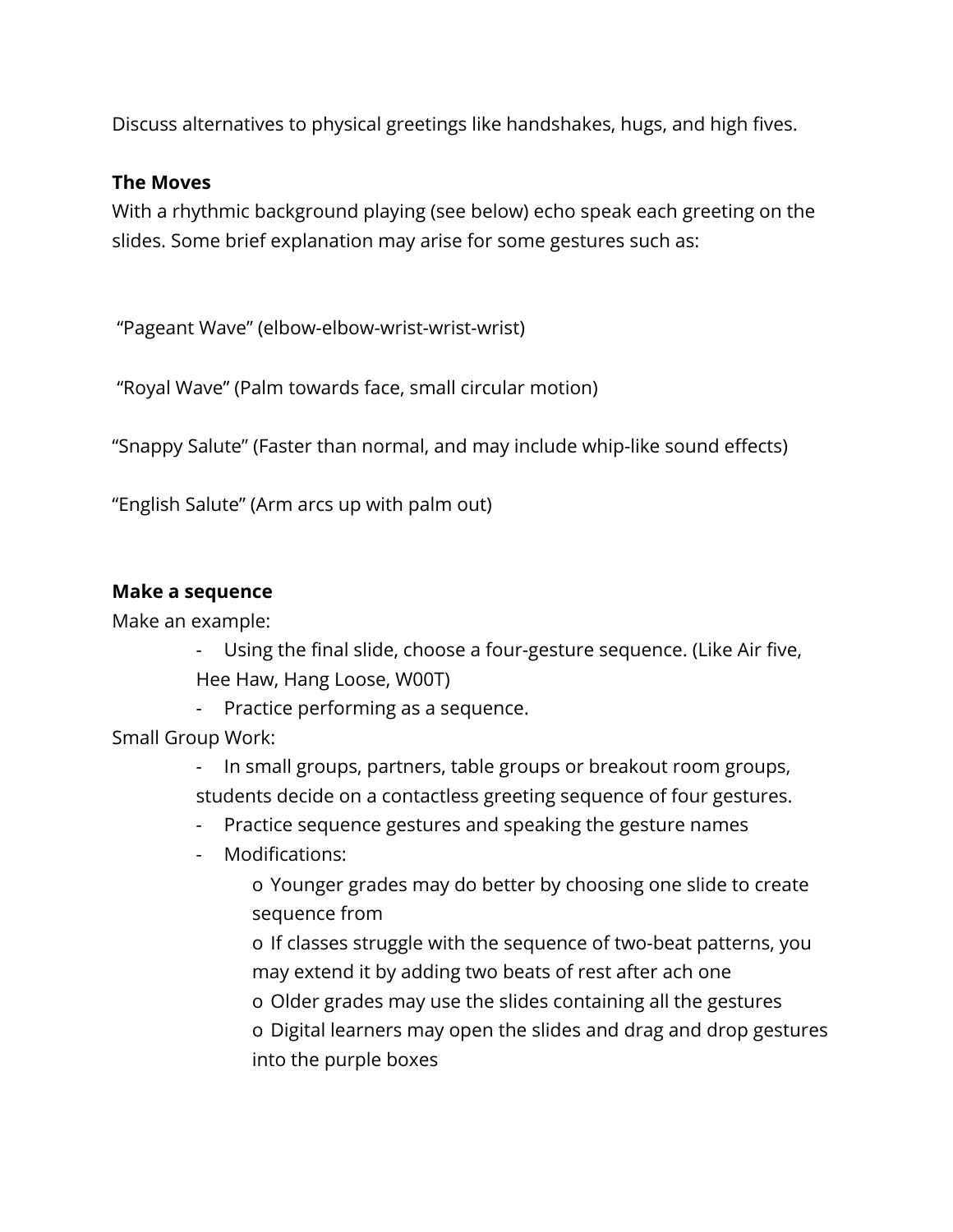Discuss alternatives to physical greetings like handshakes, hugs, and high fives.

**The Moves**

With a rhythmic background playing (see below) echo speak each greeting on the slides. Some brief explanation may arise for some gestures such as:

"Pageant Wave" (elbow-elbow-wrist-wrist-wrist)

"Royal Wave" (Palm towards face, small circular motion)

"Snappy Salute" (Faster than normal, and may include whip-like sound effects)

"English Salute" (Arm arcs up with palm out)

**Make a sequence**

Make an example:

- Using the final slide, choose a four-gesture sequence. (Like Air five, Hee Haw, Hang Loose, W00T)
- Practice performing as a sequence.

Small Group Work:

- In small groups, partners, table groups or breakout room groups, students decide on a contactless greeting sequence of four gestures.
- Practice sequence gestures and speaking the gesture names
- Modifications:
  - o Younger grades may do better by choosing one slide to create sequence from
  - o If classes struggle with the sequence of two-beat patterns, you may extend it by adding two beats of rest after ach one
  - o Older grades may use the slides containing all the gestures
  - o Digital learners may open the slides and drag and drop gestures into the purple boxes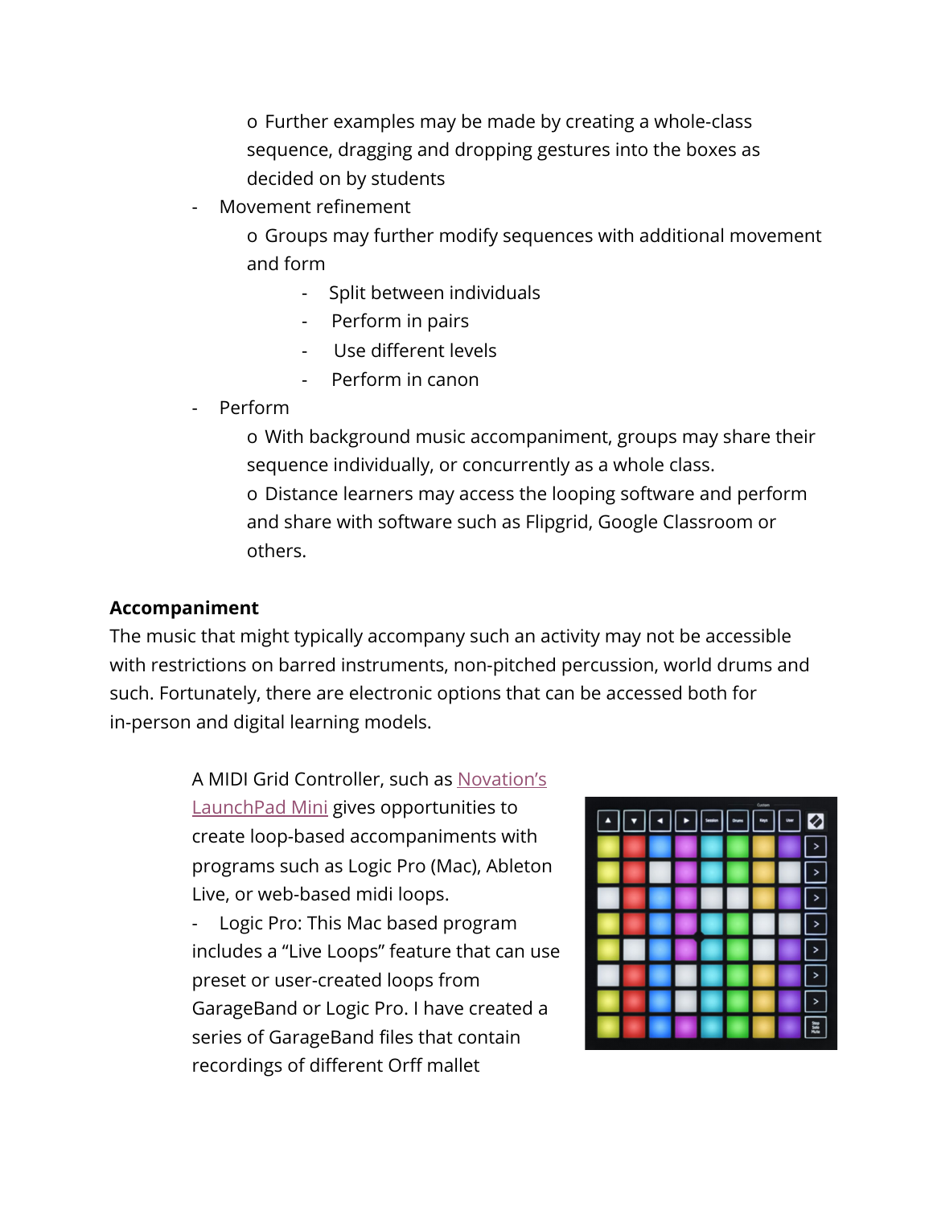- o Further examples may be made by creating a whole-class sequence, dragging and dropping gestures into the boxes as decided on by students
- Movement refinement
  - o Groups may further modify sequences with additional movement and form
    - Split between individuals
    - Perform in pairs
    - Use different levels
    - Perform in canon
- Perform
  - o With background music accompaniment, groups may share their sequence individually, or concurrently as a whole class.
  - o Distance learners may access the looping software and perform and share with software such as Flipgrid, Google Classroom or others.

**Accompaniment**

The music that might typically accompany such an activity may not be accessible with restrictions on barred instruments, non-pitched percussion, world drums and such. Fortunately, there are electronic options that can be accessed both for in-person and digital learning models.

A MIDI Grid Controller, such as [Novation's LaunchPad Mini]() gives opportunities to create loop-based accompaniments with programs such as Logic Pro (Mac), Ableton Live, or web-based midi loops.

- Logic Pro: This Mac based program includes a "Live Loops" feature that can use preset or user-created loops from GarageBand or Logic Pro. I have created a series of GarageBand files that contain recordings of different Orff mallet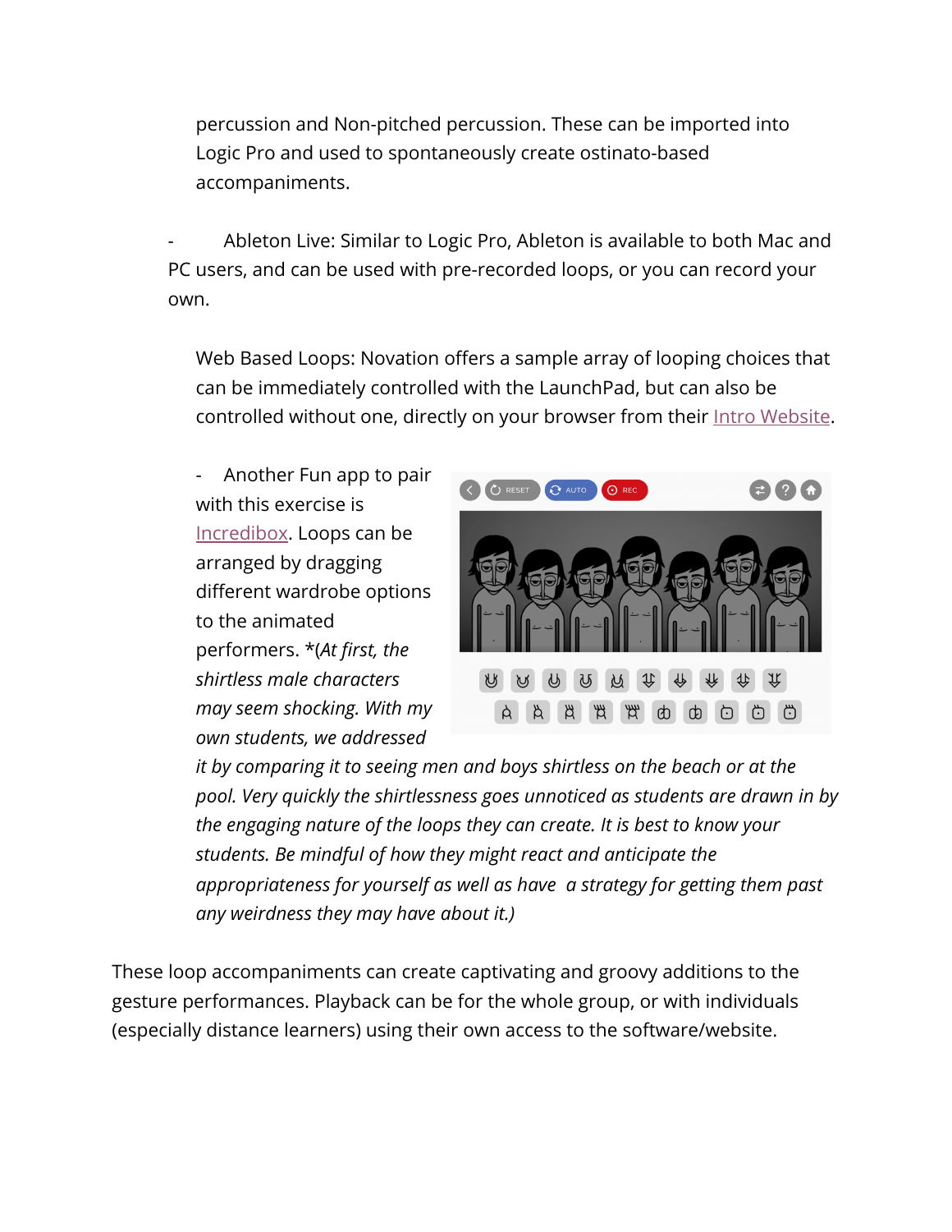percussion and Non-pitched percussion. These can be imported into Logic Pro and used to spontaneously create ostinato-based accompaniments.

- Ableton Live: Similar to Logic Pro, Ableton is available to both Mac and PC users, and can be used with pre-recorded loops, or you can record your own.

Web Based Loops: Novation offers a sample array of looping choices that can be immediately controlled with the LaunchPad, but can also be controlled without one, directly on your browser from their Intro Website.

- Another Fun app to pair with this exercise is Incredibox. Loops can be arranged by dragging different wardrobe options to the animated performers. **(At first, the shirtless male characters may seem shocking. With my own students, we addressed it by comparing it to seeing men and boys shirtless on the beach or at the pool. Very quickly the shirtlessness goes unnoticed as students are drawn in by the engaging nature of the loops they can create. It is best to know your students. Be mindful of how they might react and anticipate the appropriateness for yourself as well as have a strategy for getting them past any weirdness they may have about it.)*

These loop accompaniments can create captivating and groovy additions to the gesture performances. Playback can be for the whole group, or with individuals (especially distance learners) using their own access to the software/website.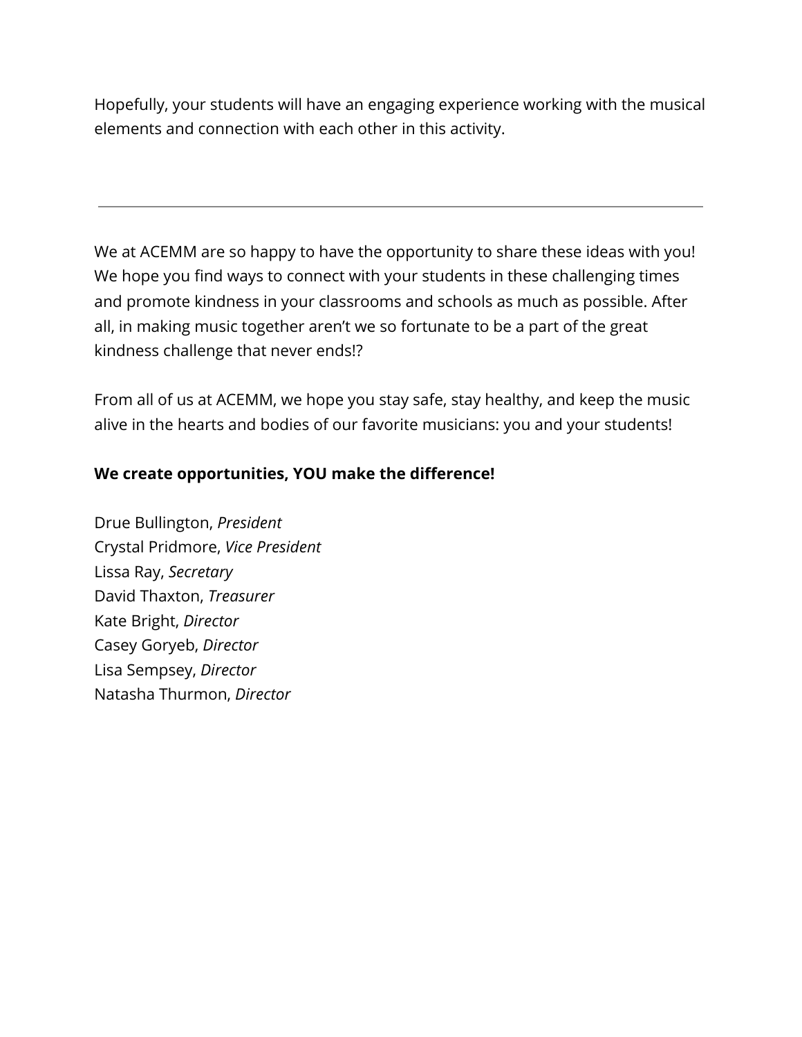Hopefully, your students will have an engaging experience working with the musical elements and connection with each other in this activity.

---

We at ACEMM are so happy to have the opportunity to share these ideas with you! We hope you find ways to connect with your students in these challenging times and promote kindness in your classrooms and schools as much as possible. After all, in making music together aren't we so fortunate to be a part of the great kindness challenge that never ends!?

From all of us at ACEMM, we hope you stay safe, stay healthy, and keep the music alive in the hearts and bodies of our favorite musicians: you and your students!

**We create opportunities, YOU make the difference!**

Drue Bullington, *President*
Crystal Pridmore, *Vice President*
Lissa Ray, *Secretary*
David Thaxton, *Treasurer*
Kate Bright, *Director*
Casey Goryeb, *Director*
Lisa Sempsey, *Director*
Natasha Thurmon, *Director*